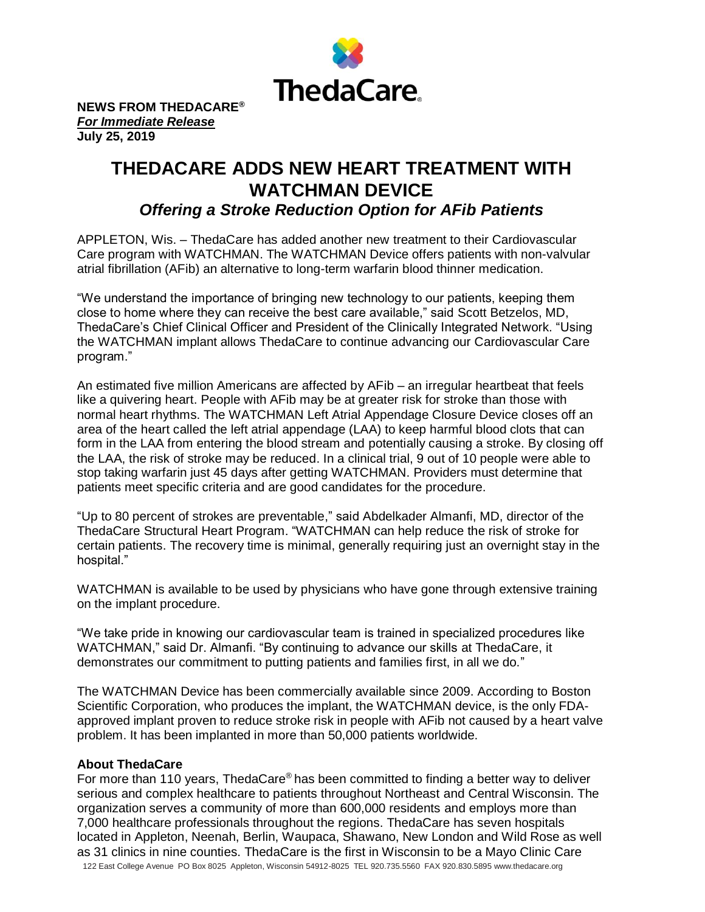**NEWS FROM THEDACARE®**
***For Immediate Release***
**July 25, 2019**

# THEDACARE ADDS NEW HEART TREATMENT WITH WATCHMAN DEVICE

## *Offering a Stroke Reduction Option for AFib Patients*

APPLETON, Wis. – ThedaCare has added another new treatment to their Cardiovascular Care program with WATCHMAN. The WATCHMAN Device offers patients with non-valvular atrial fibrillation (AFib) an alternative to long-term warfarin blood thinner medication.

"We understand the importance of bringing new technology to our patients, keeping them close to home where they can receive the best care available," said Scott Betzelos, MD, ThedaCare's Chief Clinical Officer and President of the Clinically Integrated Network. "Using the WATCHMAN implant allows ThedaCare to continue advancing our Cardiovascular Care program."

An estimated five million Americans are affected by AFib – an irregular heartbeat that feels like a quivering heart. People with AFib may be at greater risk for stroke than those with normal heart rhythms. The WATCHMAN Left Atrial Appendage Closure Device closes off an area of the heart called the left atrial appendage (LAA) to keep harmful blood clots that can form in the LAA from entering the blood stream and potentially causing a stroke. By closing off the LAA, the risk of stroke may be reduced. In a clinical trial, 9 out of 10 people were able to stop taking warfarin just 45 days after getting WATCHMAN. Providers must determine that patients meet specific criteria and are good candidates for the procedure.

"Up to 80 percent of strokes are preventable," said Abdelkader Almanfi, MD, director of the ThedaCare Structural Heart Program. "WATCHMAN can help reduce the risk of stroke for certain patients. The recovery time is minimal, generally requiring just an overnight stay in the hospital."

WATCHMAN is available to be used by physicians who have gone through extensive training on the implant procedure.

"We take pride in knowing our cardiovascular team is trained in specialized procedures like WATCHMAN," said Dr. Almanfi. "By continuing to advance our skills at ThedaCare, it demonstrates our commitment to putting patients and families first, in all we do."

The WATCHMAN Device has been commercially available since 2009. According to Boston Scientific Corporation, who produces the implant, the WATCHMAN device, is the only FDA-approved implant proven to reduce stroke risk in people with AFib not caused by a heart valve problem. It has been implanted in more than 50,000 patients worldwide.

**About ThedaCare**

For more than 110 years, ThedaCare® has been committed to finding a better way to deliver serious and complex healthcare to patients throughout Northeast and Central Wisconsin. The organization serves a community of more than 600,000 residents and employs more than 7,000 healthcare professionals throughout the regions. ThedaCare has seven hospitals located in Appleton, Neenah, Berlin, Waupaca, Shawano, New London and Wild Rose as well as 31 clinics in nine counties. ThedaCare is the first in Wisconsin to be a Mayo Clinic Care

122 East College Avenue PO Box 8025 Appleton, Wisconsin 54912-8025 TEL 920.735.5560 FAX 920.830.5895 www.thedacare.org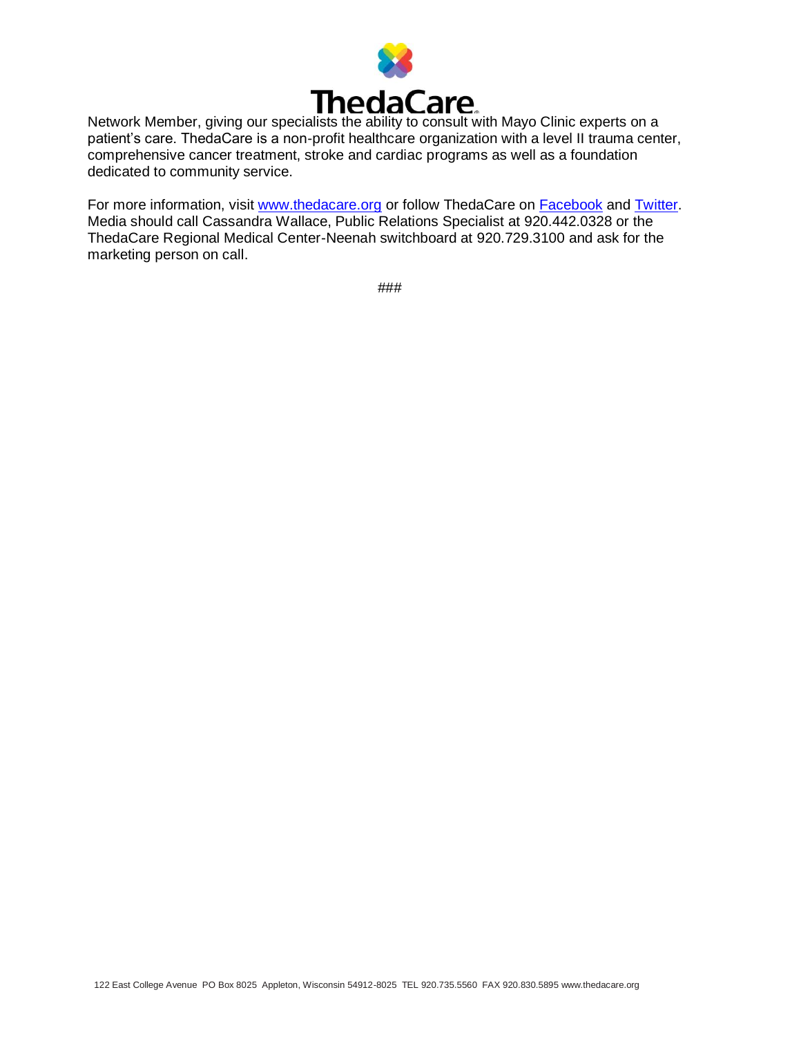Network Member, giving our specialists the ability to consult with Mayo Clinic experts on a patient's care. ThedaCare is a non-profit healthcare organization with a level II trauma center, comprehensive cancer treatment, stroke and cardiac programs as well as a foundation dedicated to community service.

For more information, visit [www.thedacare.org](http://www.thedacare.org) or follow ThedaCare on [Facebook](#) and [Twitter](#). Media should call Cassandra Wallace, Public Relations Specialist at 920.442.0328 or the ThedaCare Regional Medical Center-Neenah switchboard at 920.729.3100 and ask for the marketing person on call.

###